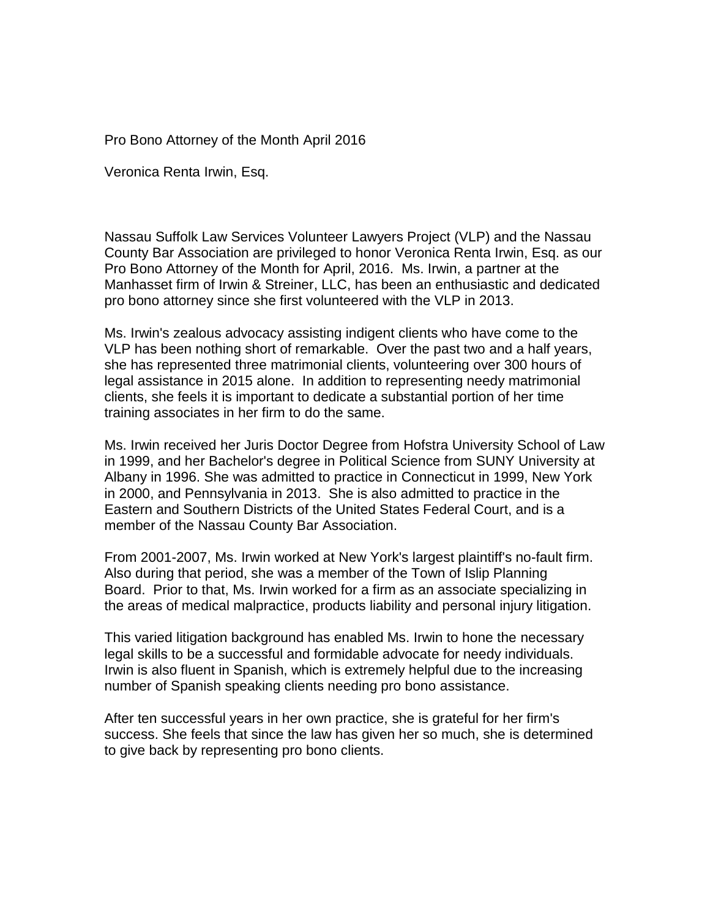Pro Bono Attorney of the Month April 2016

Veronica Renta Irwin, Esq.

Nassau Suffolk Law Services Volunteer Lawyers Project (VLP) and the Nassau County Bar Association are privileged to honor Veronica Renta Irwin, Esq. as our Pro Bono Attorney of the Month for April, 2016. Ms. Irwin, a partner at the Manhasset firm of Irwin & Streiner, LLC, has been an enthusiastic and dedicated pro bono attorney since she first volunteered with the VLP in 2013.

Ms. Irwin's zealous advocacy assisting indigent clients who have come to the VLP has been nothing short of remarkable. Over the past two and a half years, she has represented three matrimonial clients, volunteering over 300 hours of legal assistance in 2015 alone. In addition to representing needy matrimonial clients, she feels it is important to dedicate a substantial portion of her time training associates in her firm to do the same.

Ms. Irwin received her Juris Doctor Degree from Hofstra University School of Law in 1999, and her Bachelor's degree in Political Science from SUNY University at Albany in 1996. She was admitted to practice in Connecticut in 1999, New York in 2000, and Pennsylvania in 2013. She is also admitted to practice in the Eastern and Southern Districts of the United States Federal Court, and is a member of the Nassau County Bar Association.

From 2001-2007, Ms. Irwin worked at New York's largest plaintiff's no-fault firm. Also during that period, she was a member of the Town of Islip Planning Board. Prior to that, Ms. Irwin worked for a firm as an associate specializing in the areas of medical malpractice, products liability and personal injury litigation.

This varied litigation background has enabled Ms. Irwin to hone the necessary legal skills to be a successful and formidable advocate for needy individuals. Irwin is also fluent in Spanish, which is extremely helpful due to the increasing number of Spanish speaking clients needing pro bono assistance.

After ten successful years in her own practice, she is grateful for her firm's success. She feels that since the law has given her so much, she is determined to give back by representing pro bono clients.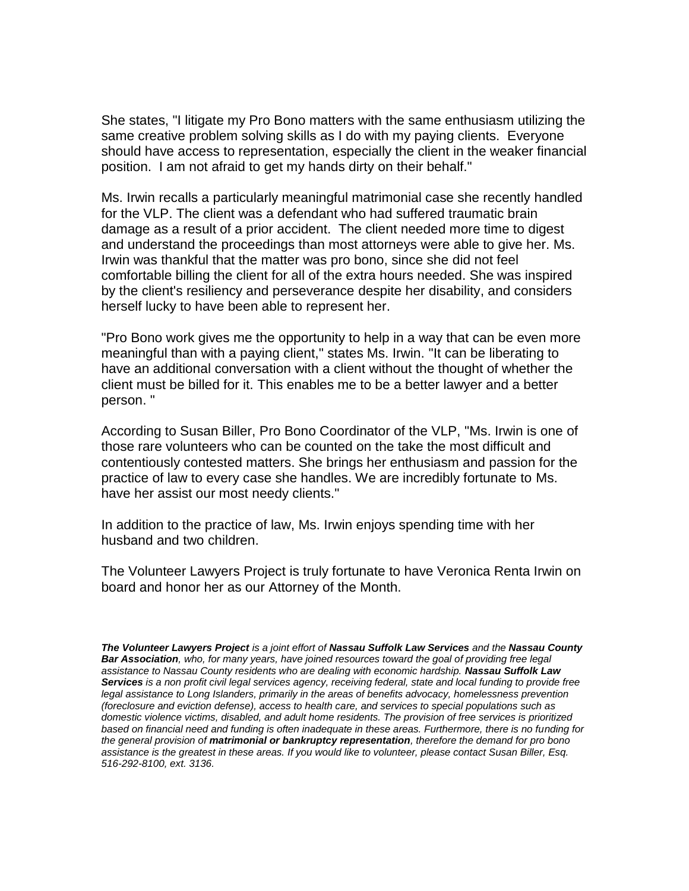She states, "I litigate my Pro Bono matters with the same enthusiasm utilizing the same creative problem solving skills as I do with my paying clients. Everyone should have access to representation, especially the client in the weaker financial position. I am not afraid to get my hands dirty on their behalf."

Ms. Irwin recalls a particularly meaningful matrimonial case she recently handled for the VLP. The client was a defendant who had suffered traumatic brain damage as a result of a prior accident. The client needed more time to digest and understand the proceedings than most attorneys were able to give her. Ms. Irwin was thankful that the matter was pro bono, since she did not feel comfortable billing the client for all of the extra hours needed. She was inspired by the client's resiliency and perseverance despite her disability, and considers herself lucky to have been able to represent her.

"Pro Bono work gives me the opportunity to help in a way that can be even more meaningful than with a paying client," states Ms. Irwin. "It can be liberating to have an additional conversation with a client without the thought of whether the client must be billed for it. This enables me to be a better lawyer and a better person. "

According to Susan Biller, Pro Bono Coordinator of the VLP, "Ms. Irwin is one of those rare volunteers who can be counted on the take the most difficult and contentiously contested matters. She brings her enthusiasm and passion for the practice of law to every case she handles. We are incredibly fortunate to Ms. have her assist our most needy clients."

In addition to the practice of law, Ms. Irwin enjoys spending time with her husband and two children.

The Volunteer Lawyers Project is truly fortunate to have Veronica Renta Irwin on board and honor her as our Attorney of the Month.

***The Volunteer Lawyers Project*** *is a joint effort of* ***Nassau Suffolk Law Services*** *and the* ***Nassau County Bar Association****, who, for many years, have joined resources toward the goal of providing free legal assistance to Nassau County residents who are dealing with economic hardship.* ***Nassau Suffolk Law Services*** *is a non profit civil legal services agency, receiving federal, state and local funding to provide free legal assistance to Long Islanders, primarily in the areas of benefits advocacy, homelessness prevention (foreclosure and eviction defense), access to health care, and services to special populations such as domestic violence victims, disabled, and adult home residents. The provision of free services is prioritized based on financial need and funding is often inadequate in these areas. Furthermore, there is no funding for the general provision of* ***matrimonial or bankruptcy representation****, therefore the demand for pro bono assistance is the greatest in these areas. If you would like to volunteer, please contact Susan Biller, Esq. 516-292-8100, ext. 3136.*